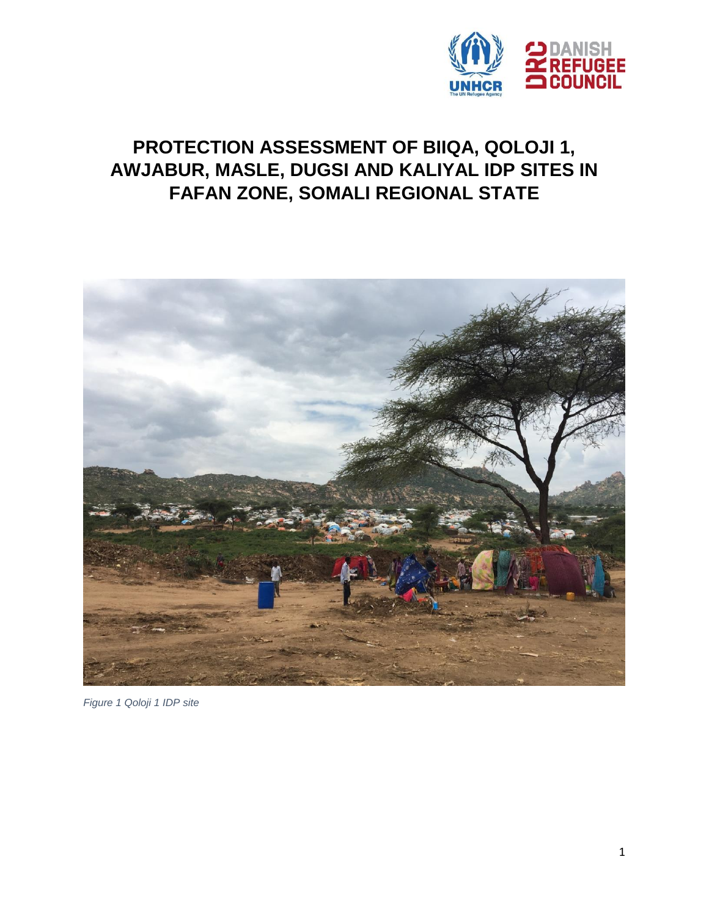# PROTECTION ASSESSMENT OF BIIQA, QOLOJI 1, AWJABUR, MASLE, DUGSI AND KALIYAL IDP SITES IN FAFAN ZONE, SOMALI REGIONAL STATE

*Figure 1 Qoloji 1 IDP site*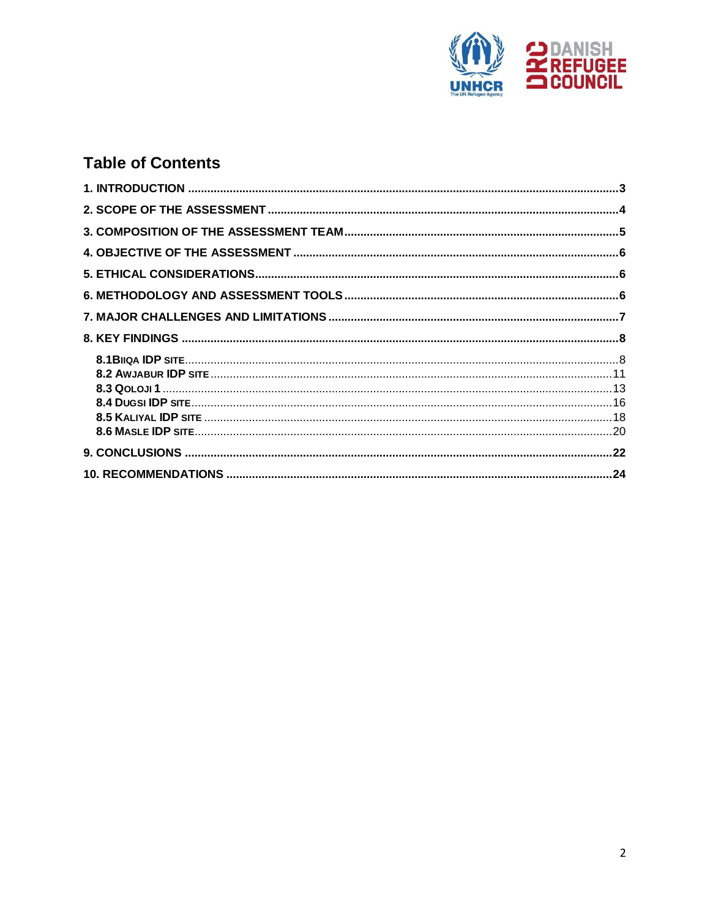# Table of Contents

1. INTRODUCTION ..... 3
2. SCOPE OF THE ASSESSMENT ..... 4
3. COMPOSITION OF THE ASSESSMENT TEAM ..... 5
4. OBJECTIVE OF THE ASSESSMENT ..... 6
5. ETHICAL CONSIDERATIONS ..... 6
6. METHODOLOGY AND ASSESSMENT TOOLS ..... 6
7. MAJOR CHALLENGES AND LIMITATIONS ..... 7
8. KEY FINDINGS ..... 8
   - 8.1 BIIQA IDP SITE ..... 8
   - 8.2 AWJABUR IDP SITE ..... 11
   - 8.3 QOLOJI 1 ..... 13
   - 8.4 DUGSI IDP SITE ..... 16
   - 8.5 KALIYAL IDP SITE ..... 18
   - 8.6 MASLE IDP SITE ..... 20
9. CONCLUSIONS ..... 22
10. RECOMMENDATIONS ..... 24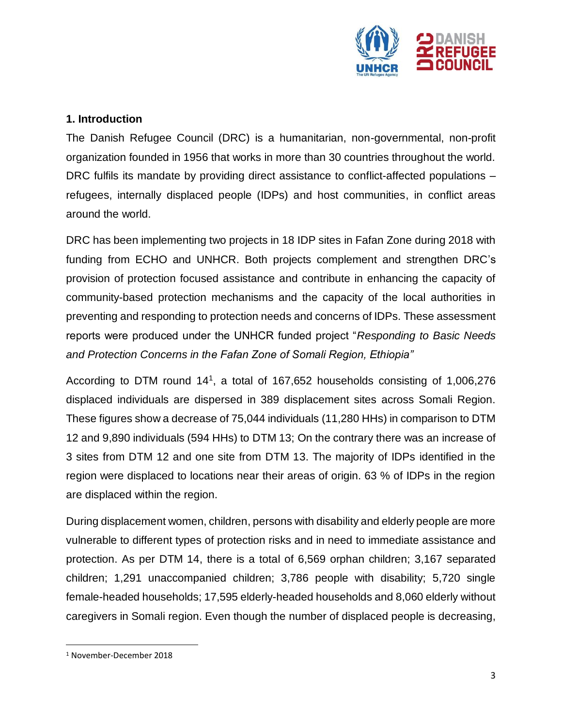## 1. Introduction

The Danish Refugee Council (DRC) is a humanitarian, non-governmental, non-profit organization founded in 1956 that works in more than 30 countries throughout the world. DRC fulfils its mandate by providing direct assistance to conflict-affected populations – refugees, internally displaced people (IDPs) and host communities, in conflict areas around the world.

DRC has been implementing two projects in 18 IDP sites in Fafan Zone during 2018 with funding from ECHO and UNHCR. Both projects complement and strengthen DRC's provision of protection focused assistance and contribute in enhancing the capacity of community-based protection mechanisms and the capacity of the local authorities in preventing and responding to protection needs and concerns of IDPs. These assessment reports were produced under the UNHCR funded project "*Responding to Basic Needs and Protection Concerns in the Fafan Zone of Somali Region, Ethiopia"*

According to DTM round 14[1], a total of 167,652 households consisting of 1,006,276 displaced individuals are dispersed in 389 displacement sites across Somali Region. These figures show a decrease of 75,044 individuals (11,280 HHs) in comparison to DTM 12 and 9,890 individuals (594 HHs) to DTM 13; On the contrary there was an increase of 3 sites from DTM 12 and one site from DTM 13. The majority of IDPs identified in the region were displaced to locations near their areas of origin. 63 % of IDPs in the region are displaced within the region.

During displacement women, children, persons with disability and elderly people are more vulnerable to different types of protection risks and in need to immediate assistance and protection. As per DTM 14, there is a total of 6,569 orphan children; 3,167 separated children; 1,291 unaccompanied children; 3,786 people with disability; 5,720 single female-headed households; 17,595 elderly-headed households and 8,060 elderly without caregivers in Somali region. Even though the number of displaced people is decreasing,

[1] November-December 2018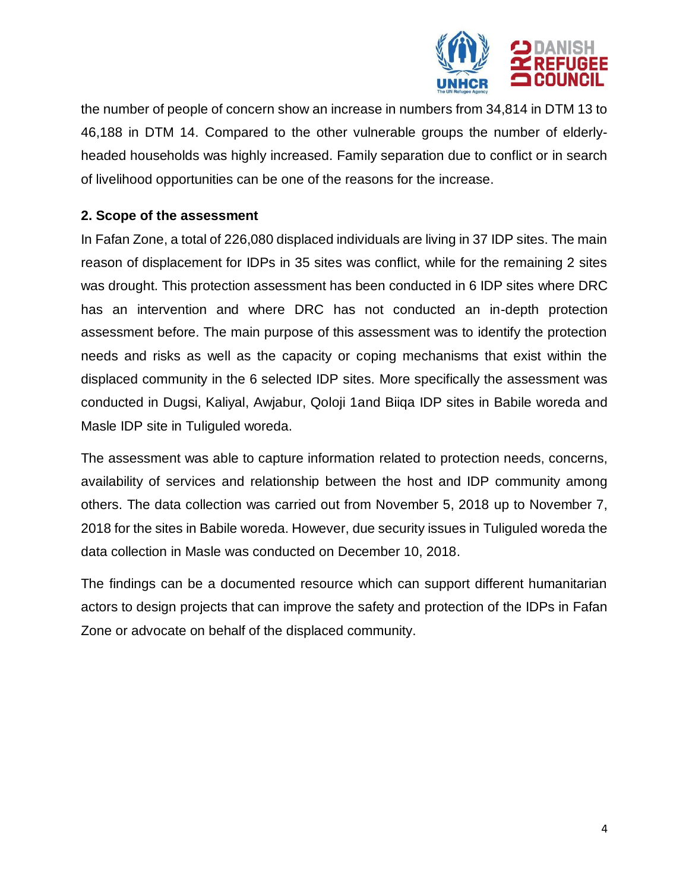the number of people of concern show an increase in numbers from 34,814 in DTM 13 to 46,188 in DTM 14. Compared to the other vulnerable groups the number of elderly-headed households was highly increased. Family separation due to conflict or in search of livelihood opportunities can be one of the reasons for the increase.

## 2. Scope of the assessment

In Fafan Zone, a total of 226,080 displaced individuals are living in 37 IDP sites. The main reason of displacement for IDPs in 35 sites was conflict, while for the remaining 2 sites was drought. This protection assessment has been conducted in 6 IDP sites where DRC has an intervention and where DRC has not conducted an in-depth protection assessment before. The main purpose of this assessment was to identify the protection needs and risks as well as the capacity or coping mechanisms that exist within the displaced community in the 6 selected IDP sites. More specifically the assessment was conducted in Dugsi, Kaliyal, Awjabur, Qoloji 1and Biiqa IDP sites in Babile woreda and Masle IDP site in Tuliguled woreda.

The assessment was able to capture information related to protection needs, concerns, availability of services and relationship between the host and IDP community among others. The data collection was carried out from November 5, 2018 up to November 7, 2018 for the sites in Babile woreda. However, due security issues in Tuliguled woreda the data collection in Masle was conducted on December 10, 2018.

The findings can be a documented resource which can support different humanitarian actors to design projects that can improve the safety and protection of the IDPs in Fafan Zone or advocate on behalf of the displaced community.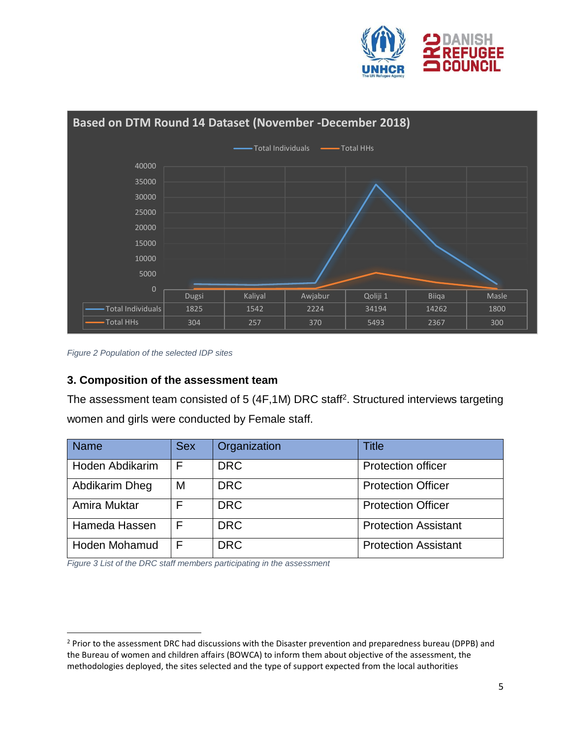**Based on DTM Round 14 Dataset (November -December 2018)**

| | Dugsi | Kaliyal | Awjabur | Qoliji 1 | Biiqa | Masle |
|---|---|---|---|---|---|---|
| Total Individuals | 1825 | 1542 | 2224 | 34194 | 14262 | 1800 |
| Total HHs | 304 | 257 | 370 | 5493 | 2367 | 300 |

*Figure 2 Population of the selected IDP sites*

### 3. Composition of the assessment team

The assessment team consisted of 5 (4F,1M) DRC staff[2]. Structured interviews targeting women and girls were conducted by Female staff.

| Name | Sex | Organization | Title |
|---|---|---|---|
| Hoden Abdikarim | F | DRC | Protection officer |
| Abdikarim Dheg | M | DRC | Protection Officer |
| Amira Muktar | F | DRC | Protection Officer |
| Hameda Hassen | F | DRC | Protection Assistant |
| Hoden Mohamud | F | DRC | Protection Assistant |

*Figure 3 List of the DRC staff members participating in the assessment*

[2] Prior to the assessment DRC had discussions with the Disaster prevention and preparedness bureau (DPPB) and the Bureau of women and children affairs (BOWCA) to inform them about objective of the assessment, the methodologies deployed, the sites selected and the type of support expected from the local authorities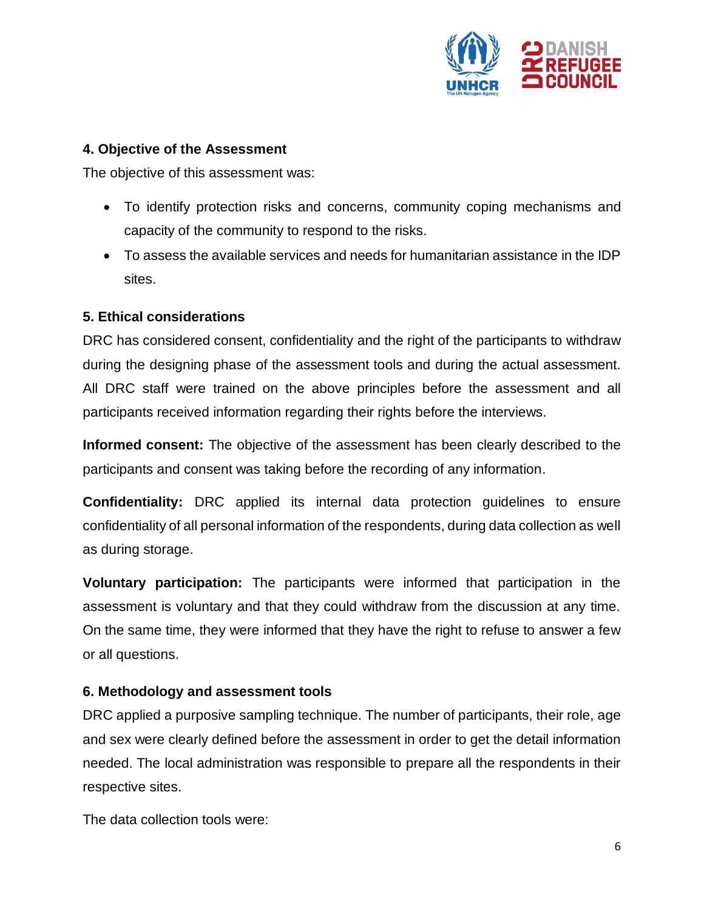## 4. Objective of the Assessment

The objective of this assessment was:

- To identify protection risks and concerns, community coping mechanisms and capacity of the community to respond to the risks.
- To assess the available services and needs for humanitarian assistance in the IDP sites.

## 5. Ethical considerations

DRC has considered consent, confidentiality and the right of the participants to withdraw during the designing phase of the assessment tools and during the actual assessment. All DRC staff were trained on the above principles before the assessment and all participants received information regarding their rights before the interviews.

**Informed consent:** The objective of the assessment has been clearly described to the participants and consent was taking before the recording of any information.

**Confidentiality:** DRC applied its internal data protection guidelines to ensure confidentiality of all personal information of the respondents, during data collection as well as during storage.

**Voluntary participation:** The participants were informed that participation in the assessment is voluntary and that they could withdraw from the discussion at any time. On the same time, they were informed that they have the right to refuse to answer a few or all questions.

## 6. Methodology and assessment tools

DRC applied a purposive sampling technique. The number of participants, their role, age and sex were clearly defined before the assessment in order to get the detail information needed. The local administration was responsible to prepare all the respondents in their respective sites.

The data collection tools were: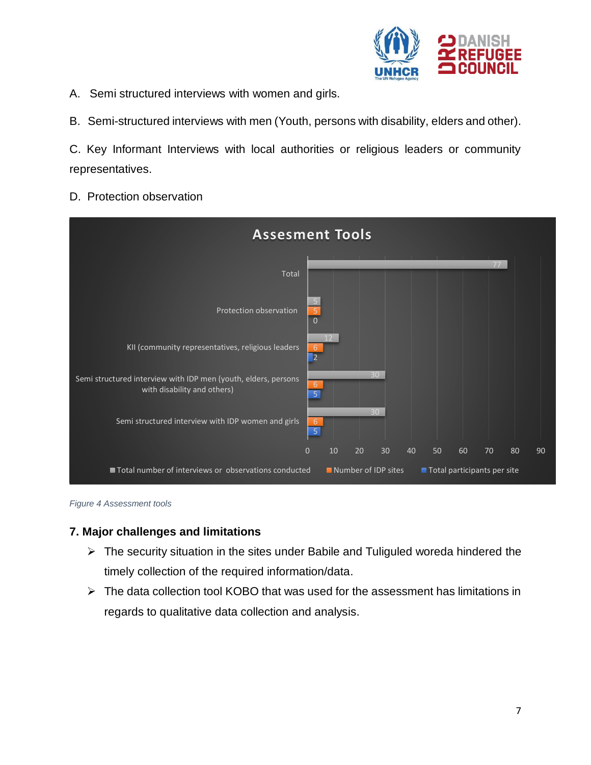A. Semi structured interviews with women and girls.

B. Semi-structured interviews with men (Youth, persons with disability, elders and other).

C. Key Informant Interviews with local authorities or religious leaders or community representatives.

D. Protection observation

**Assesment Tools**

| | Total number of interviews or observations conducted | Number of IDP sites | Total participants per site |
|---|---|---|---|
| Total | 77 | | |
| Protection observation | 5 | 5 | 0 |
| KII (community representatives, religious leaders | 12 | 6 | 2 |
| Semi structured interview with IDP men (youth, elders, persons with disability and others) | 30 | 6 | 5 |
| Semi structured interview with IDP women and girls | 30 | 6 | 5 |

*Figure 4 Assessment tools*

### 7. Major challenges and limitations

- The security situation in the sites under Babile and Tuliguled woreda hindered the timely collection of the required information/data.
- The data collection tool KOBO that was used for the assessment has limitations in regards to qualitative data collection and analysis.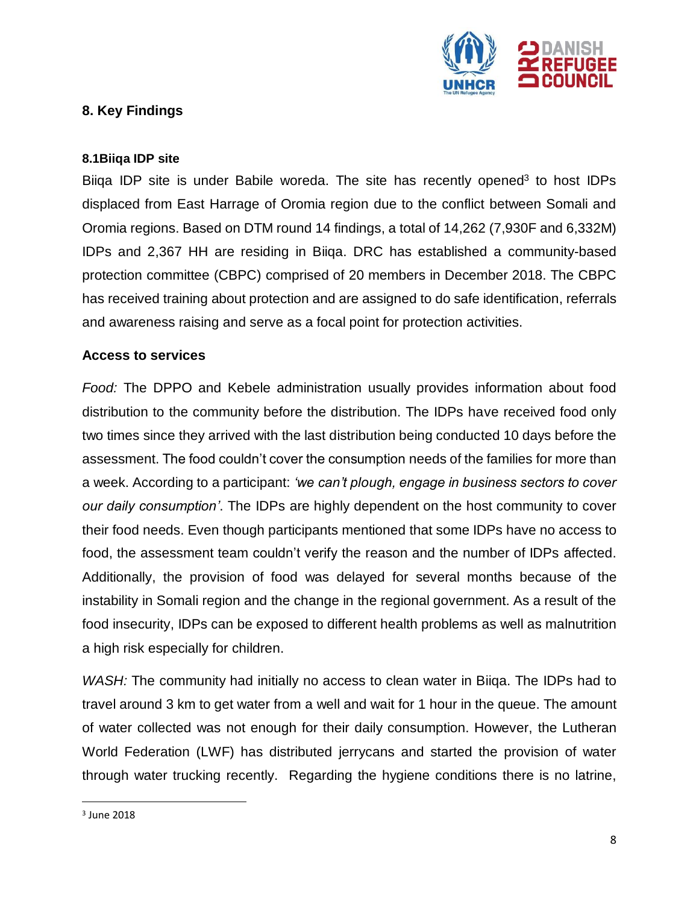## 8. Key Findings

### 8.1Biiqa IDP site

Biiqa IDP site is under Babile woreda. The site has recently opened[3] to host IDPs displaced from East Harrage of Oromia region due to the conflict between Somali and Oromia regions. Based on DTM round 14 findings, a total of 14,262 (7,930F and 6,332M) IDPs and 2,367 HH are residing in Biiqa. DRC has established a community-based protection committee (CBPC) comprised of 20 members in December 2018. The CBPC has received training about protection and are assigned to do safe identification, referrals and awareness raising and serve as a focal point for protection activities.

**Access to services**

*Food:* The DPPO and Kebele administration usually provides information about food distribution to the community before the distribution. The IDPs have received food only two times since they arrived with the last distribution being conducted 10 days before the assessment. The food couldn't cover the consumption needs of the families for more than a week. According to a participant: *'we can't plough, engage in business sectors to cover our daily consumption'*. The IDPs are highly dependent on the host community to cover their food needs. Even though participants mentioned that some IDPs have no access to food, the assessment team couldn't verify the reason and the number of IDPs affected. Additionally, the provision of food was delayed for several months because of the instability in Somali region and the change in the regional government. As a result of the food insecurity, IDPs can be exposed to different health problems as well as malnutrition a high risk especially for children.

*WASH:* The community had initially no access to clean water in Biiqa. The IDPs had to travel around 3 km to get water from a well and wait for 1 hour in the queue. The amount of water collected was not enough for their daily consumption. However, the Lutheran World Federation (LWF) has distributed jerrycans and started the provision of water through water trucking recently. Regarding the hygiene conditions there is no latrine,

[3] June 2018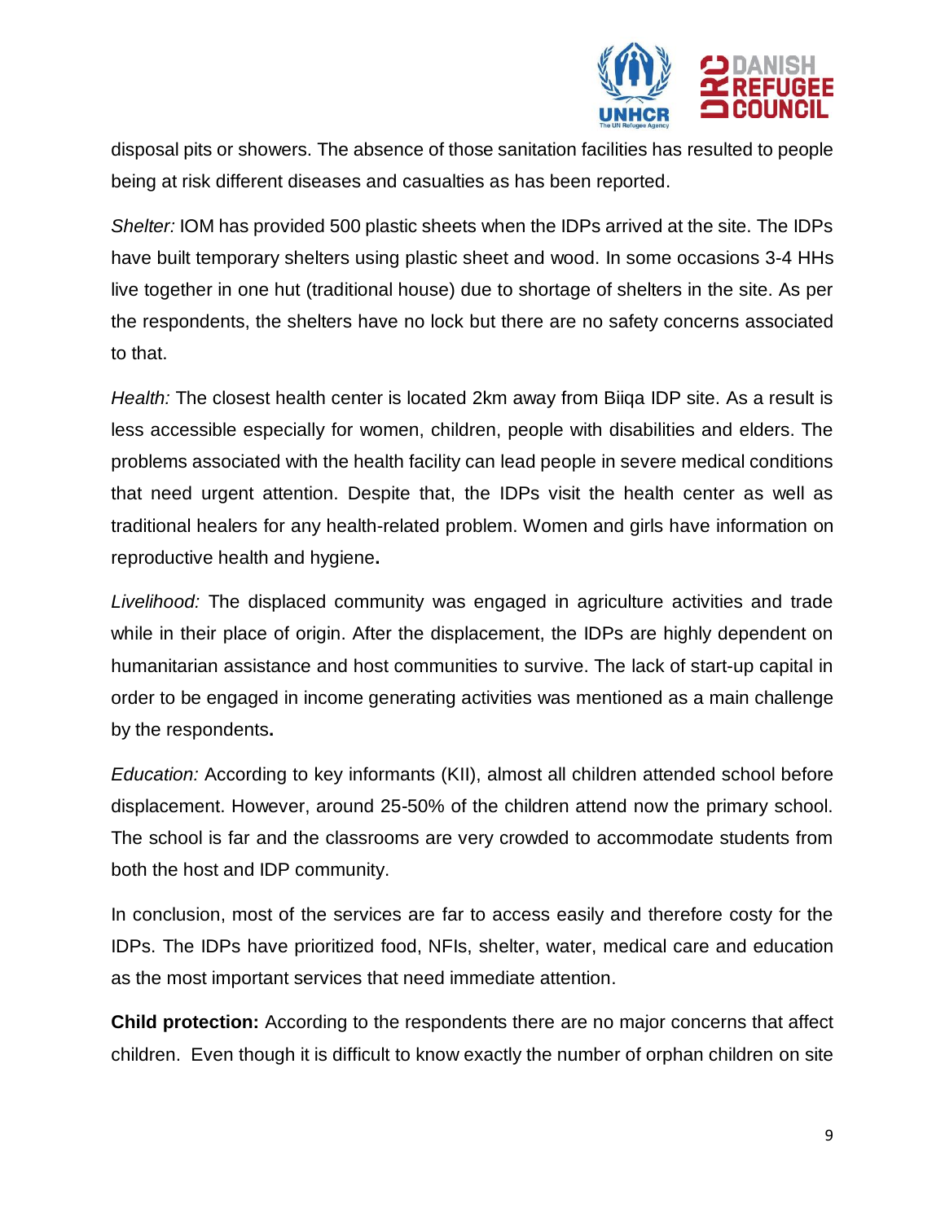disposal pits or showers. The absence of those sanitation facilities has resulted to people being at risk different diseases and casualties as has been reported.

*Shelter:* IOM has provided 500 plastic sheets when the IDPs arrived at the site. The IDPs have built temporary shelters using plastic sheet and wood. In some occasions 3-4 HHs live together in one hut (traditional house) due to shortage of shelters in the site. As per the respondents, the shelters have no lock but there are no safety concerns associated to that.

*Health:* The closest health center is located 2km away from Biiqa IDP site. As a result is less accessible especially for women, children, people with disabilities and elders. The problems associated with the health facility can lead people in severe medical conditions that need urgent attention. Despite that, the IDPs visit the health center as well as traditional healers for any health-related problem. Women and girls have information on reproductive health and hygiene**.**

*Livelihood:* The displaced community was engaged in agriculture activities and trade while in their place of origin. After the displacement, the IDPs are highly dependent on humanitarian assistance and host communities to survive. The lack of start-up capital in order to be engaged in income generating activities was mentioned as a main challenge by the respondents**.**

*Education:* According to key informants (KII), almost all children attended school before displacement. However, around 25-50% of the children attend now the primary school. The school is far and the classrooms are very crowded to accommodate students from both the host and IDP community.

In conclusion, most of the services are far to access easily and therefore costy for the IDPs. The IDPs have prioritized food, NFIs, shelter, water, medical care and education as the most important services that need immediate attention.

**Child protection:** According to the respondents there are no major concerns that affect children. Even though it is difficult to know exactly the number of orphan children on site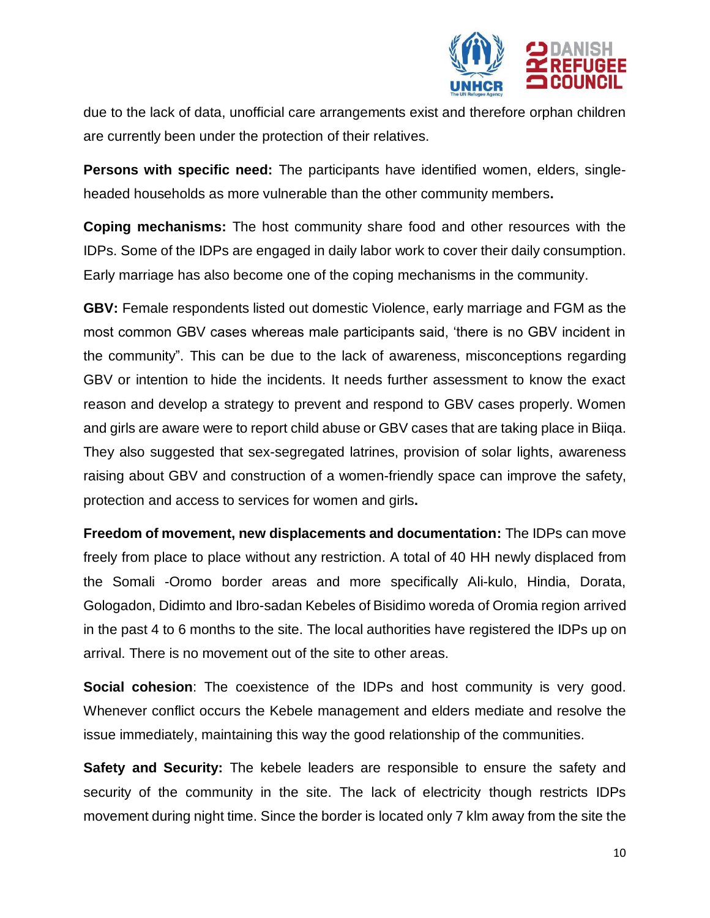due to the lack of data, unofficial care arrangements exist and therefore orphan children are currently been under the protection of their relatives.

**Persons with specific need:** The participants have identified women, elders, single-headed households as more vulnerable than the other community members**.**

**Coping mechanisms:** The host community share food and other resources with the IDPs. Some of the IDPs are engaged in daily labor work to cover their daily consumption. Early marriage has also become one of the coping mechanisms in the community.

**GBV:** Female respondents listed out domestic Violence, early marriage and FGM as the most common GBV cases whereas male participants said, 'there is no GBV incident in the community". This can be due to the lack of awareness, misconceptions regarding GBV or intention to hide the incidents. It needs further assessment to know the exact reason and develop a strategy to prevent and respond to GBV cases properly. Women and girls are aware were to report child abuse or GBV cases that are taking place in Biiqa. They also suggested that sex-segregated latrines, provision of solar lights, awareness raising about GBV and construction of a women-friendly space can improve the safety, protection and access to services for women and girls**.**

**Freedom of movement, new displacements and documentation:** The IDPs can move freely from place to place without any restriction. A total of 40 HH newly displaced from the Somali -Oromo border areas and more specifically Ali-kulo, Hindia, Dorata, Gologadon, Didimto and Ibro-sadan Kebeles of Bisidimo woreda of Oromia region arrived in the past 4 to 6 months to the site. The local authorities have registered the IDPs up on arrival. There is no movement out of the site to other areas.

**Social cohesion**: The coexistence of the IDPs and host community is very good. Whenever conflict occurs the Kebele management and elders mediate and resolve the issue immediately, maintaining this way the good relationship of the communities.

**Safety and Security:** The kebele leaders are responsible to ensure the safety and security of the community in the site. The lack of electricity though restricts IDPs movement during night time. Since the border is located only 7 klm away from the site the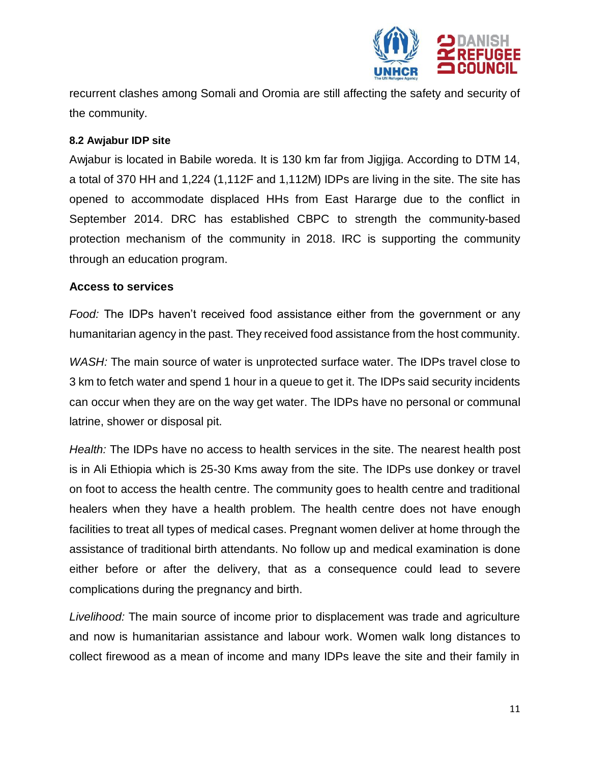recurrent clashes among Somali and Oromia are still affecting the safety and security of the community.

### 8.2 Awjabur IDP site

Awjabur is located in Babile woreda. It is 130 km far from Jigjiga. According to DTM 14, a total of 370 HH and 1,224 (1,112F and 1,112M) IDPs are living in the site. The site has opened to accommodate displaced HHs from East Hararge due to the conflict in September 2014. DRC has established CBPC to strength the community-based protection mechanism of the community in 2018. IRC is supporting the community through an education program.

**Access to services**

*Food:* The IDPs haven't received food assistance either from the government or any humanitarian agency in the past. They received food assistance from the host community.

*WASH:* The main source of water is unprotected surface water. The IDPs travel close to 3 km to fetch water and spend 1 hour in a queue to get it. The IDPs said security incidents can occur when they are on the way get water. The IDPs have no personal or communal latrine, shower or disposal pit.

*Health:* The IDPs have no access to health services in the site. The nearest health post is in Ali Ethiopia which is 25-30 Kms away from the site. The IDPs use donkey or travel on foot to access the health centre. The community goes to health centre and traditional healers when they have a health problem. The health centre does not have enough facilities to treat all types of medical cases. Pregnant women deliver at home through the assistance of traditional birth attendants. No follow up and medical examination is done either before or after the delivery, that as a consequence could lead to severe complications during the pregnancy and birth.

*Livelihood:* The main source of income prior to displacement was trade and agriculture and now is humanitarian assistance and labour work. Women walk long distances to collect firewood as a mean of income and many IDPs leave the site and their family in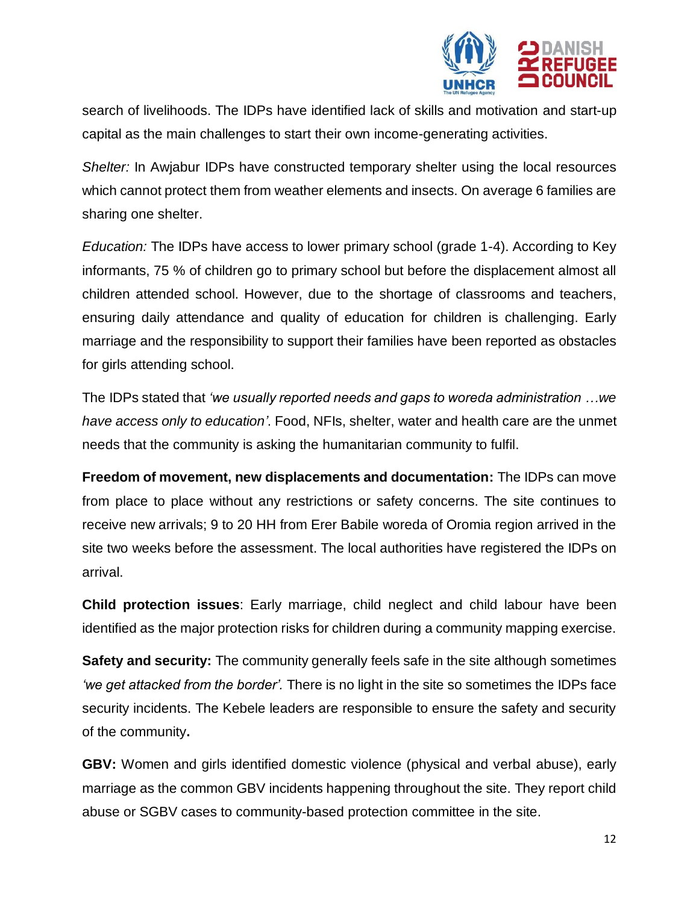search of livelihoods. The IDPs have identified lack of skills and motivation and start-up capital as the main challenges to start their own income-generating activities.

*Shelter:* In Awjabur IDPs have constructed temporary shelter using the local resources which cannot protect them from weather elements and insects. On average 6 families are sharing one shelter.

*Education:* The IDPs have access to lower primary school (grade 1-4). According to Key informants, 75 % of children go to primary school but before the displacement almost all children attended school. However, due to the shortage of classrooms and teachers, ensuring daily attendance and quality of education for children is challenging. Early marriage and the responsibility to support their families have been reported as obstacles for girls attending school.

The IDPs stated that *'we usually reported needs and gaps to woreda administration …we have access only to education'*. Food, NFIs, shelter, water and health care are the unmet needs that the community is asking the humanitarian community to fulfil.

**Freedom of movement, new displacements and documentation:** The IDPs can move from place to place without any restrictions or safety concerns. The site continues to receive new arrivals; 9 to 20 HH from Erer Babile woreda of Oromia region arrived in the site two weeks before the assessment. The local authorities have registered the IDPs on arrival.

**Child protection issues**: Early marriage, child neglect and child labour have been identified as the major protection risks for children during a community mapping exercise.

**Safety and security:** The community generally feels safe in the site although sometimes *'we get attacked from the border'.* There is no light in the site so sometimes the IDPs face security incidents. The Kebele leaders are responsible to ensure the safety and security of the community**.**

**GBV:** Women and girls identified domestic violence (physical and verbal abuse), early marriage as the common GBV incidents happening throughout the site. They report child abuse or SGBV cases to community-based protection committee in the site.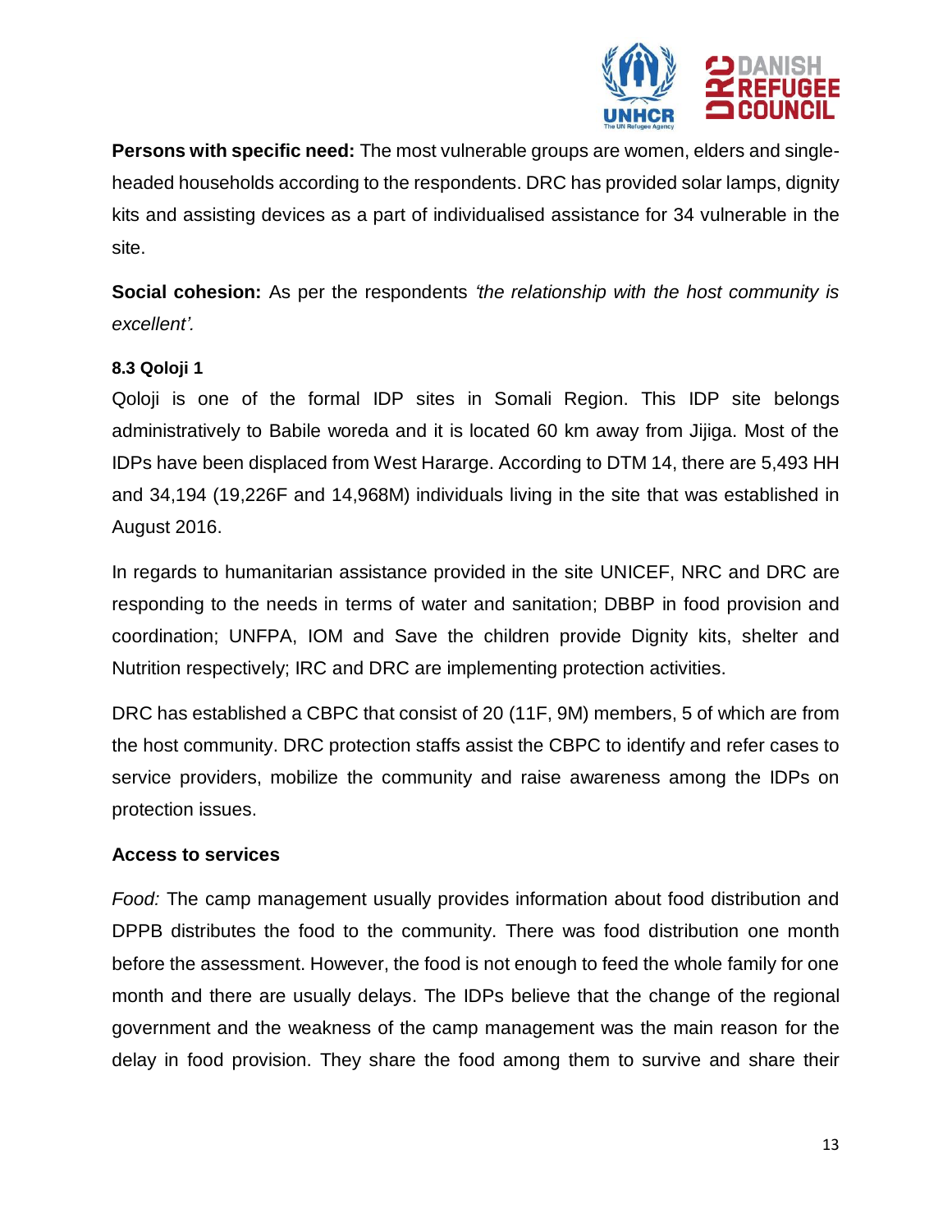**Persons with specific need:** The most vulnerable groups are women, elders and single-headed households according to the respondents. DRC has provided solar lamps, dignity kits and assisting devices as a part of individualised assistance for 34 vulnerable in the site.

**Social cohesion:** As per the respondents *'the relationship with the host community is excellent'.*

#### 8.3 Qoloji 1

Qoloji is one of the formal IDP sites in Somali Region. This IDP site belongs administratively to Babile woreda and it is located 60 km away from Jijiga. Most of the IDPs have been displaced from West Hararge. According to DTM 14, there are 5,493 HH and 34,194 (19,226F and 14,968M) individuals living in the site that was established in August 2016.

In regards to humanitarian assistance provided in the site UNICEF, NRC and DRC are responding to the needs in terms of water and sanitation; DBBP in food provision and coordination; UNFPA, IOM and Save the children provide Dignity kits, shelter and Nutrition respectively; IRC and DRC are implementing protection activities.

DRC has established a CBPC that consist of 20 (11F, 9M) members, 5 of which are from the host community. DRC protection staffs assist the CBPC to identify and refer cases to service providers, mobilize the community and raise awareness among the IDPs on protection issues.

**Access to services**

*Food:* The camp management usually provides information about food distribution and DPPB distributes the food to the community. There was food distribution one month before the assessment. However, the food is not enough to feed the whole family for one month and there are usually delays. The IDPs believe that the change of the regional government and the weakness of the camp management was the main reason for the delay in food provision. They share the food among them to survive and share their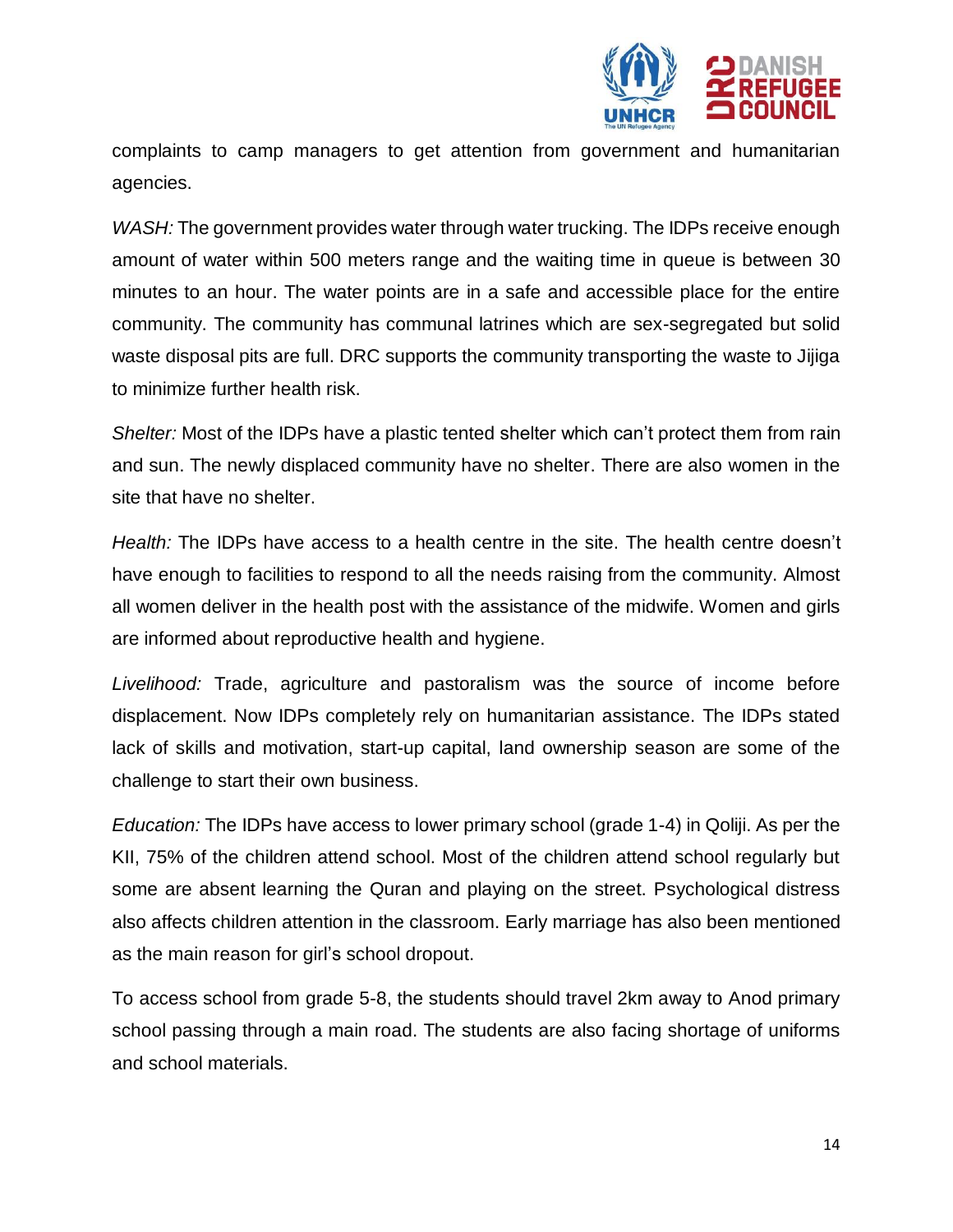complaints to camp managers to get attention from government and humanitarian agencies.

*WASH:* The government provides water through water trucking. The IDPs receive enough amount of water within 500 meters range and the waiting time in queue is between 30 minutes to an hour. The water points are in a safe and accessible place for the entire community. The community has communal latrines which are sex-segregated but solid waste disposal pits are full. DRC supports the community transporting the waste to Jijiga to minimize further health risk.

*Shelter:* Most of the IDPs have a plastic tented shelter which can't protect them from rain and sun. The newly displaced community have no shelter. There are also women in the site that have no shelter.

*Health:* The IDPs have access to a health centre in the site. The health centre doesn't have enough to facilities to respond to all the needs raising from the community. Almost all women deliver in the health post with the assistance of the midwife. Women and girls are informed about reproductive health and hygiene.

*Livelihood:* Trade, agriculture and pastoralism was the source of income before displacement. Now IDPs completely rely on humanitarian assistance. The IDPs stated lack of skills and motivation, start-up capital, land ownership season are some of the challenge to start their own business.

*Education:* The IDPs have access to lower primary school (grade 1-4) in Qoliji. As per the KII, 75% of the children attend school. Most of the children attend school regularly but some are absent learning the Quran and playing on the street. Psychological distress also affects children attention in the classroom. Early marriage has also been mentioned as the main reason for girl's school dropout.

To access school from grade 5-8, the students should travel 2km away to Anod primary school passing through a main road. The students are also facing shortage of uniforms and school materials.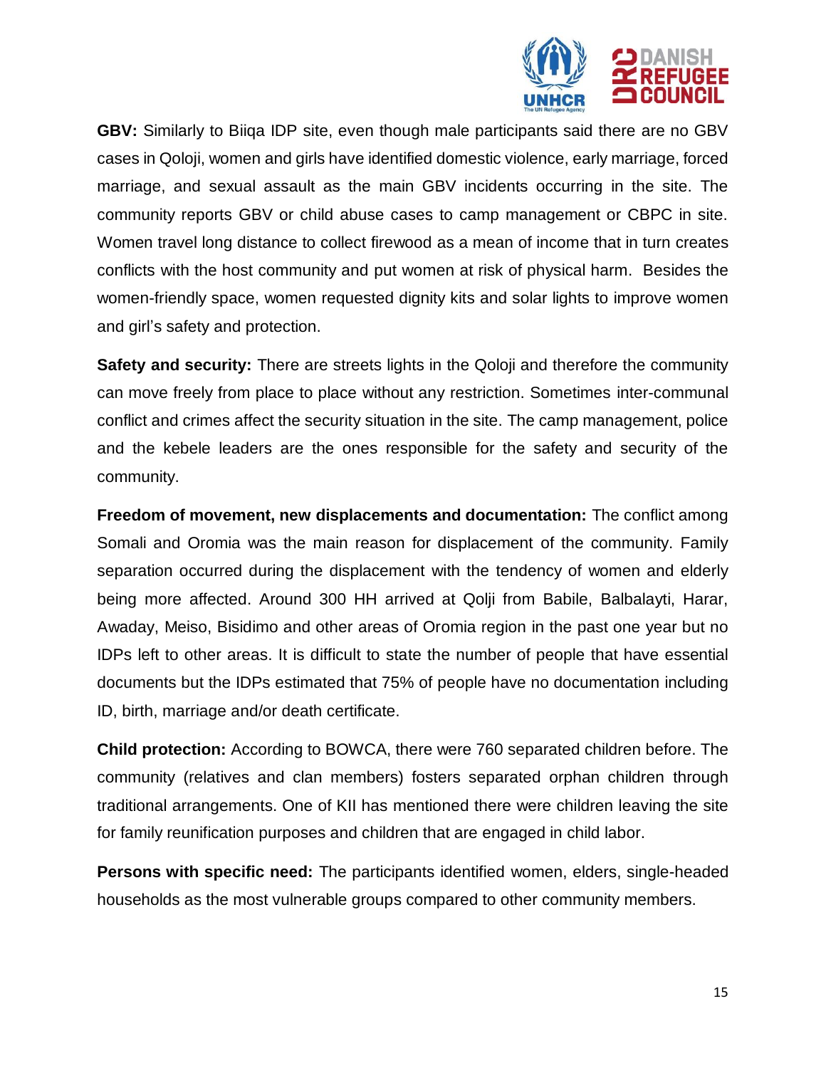**GBV:** Similarly to Biiqa IDP site, even though male participants said there are no GBV cases in Qoloji, women and girls have identified domestic violence, early marriage, forced marriage, and sexual assault as the main GBV incidents occurring in the site. The community reports GBV or child abuse cases to camp management or CBPC in site. Women travel long distance to collect firewood as a mean of income that in turn creates conflicts with the host community and put women at risk of physical harm. Besides the women-friendly space, women requested dignity kits and solar lights to improve women and girl's safety and protection.

**Safety and security:** There are streets lights in the Qoloji and therefore the community can move freely from place to place without any restriction. Sometimes inter-communal conflict and crimes affect the security situation in the site. The camp management, police and the kebele leaders are the ones responsible for the safety and security of the community.

**Freedom of movement, new displacements and documentation:** The conflict among Somali and Oromia was the main reason for displacement of the community. Family separation occurred during the displacement with the tendency of women and elderly being more affected. Around 300 HH arrived at Qolji from Babile, Balbalayti, Harar, Awaday, Meiso, Bisidimo and other areas of Oromia region in the past one year but no IDPs left to other areas. It is difficult to state the number of people that have essential documents but the IDPs estimated that 75% of people have no documentation including ID, birth, marriage and/or death certificate.

**Child protection:** According to BOWCA, there were 760 separated children before. The community (relatives and clan members) fosters separated orphan children through traditional arrangements. One of KII has mentioned there were children leaving the site for family reunification purposes and children that are engaged in child labor.

**Persons with specific need:** The participants identified women, elders, single-headed households as the most vulnerable groups compared to other community members.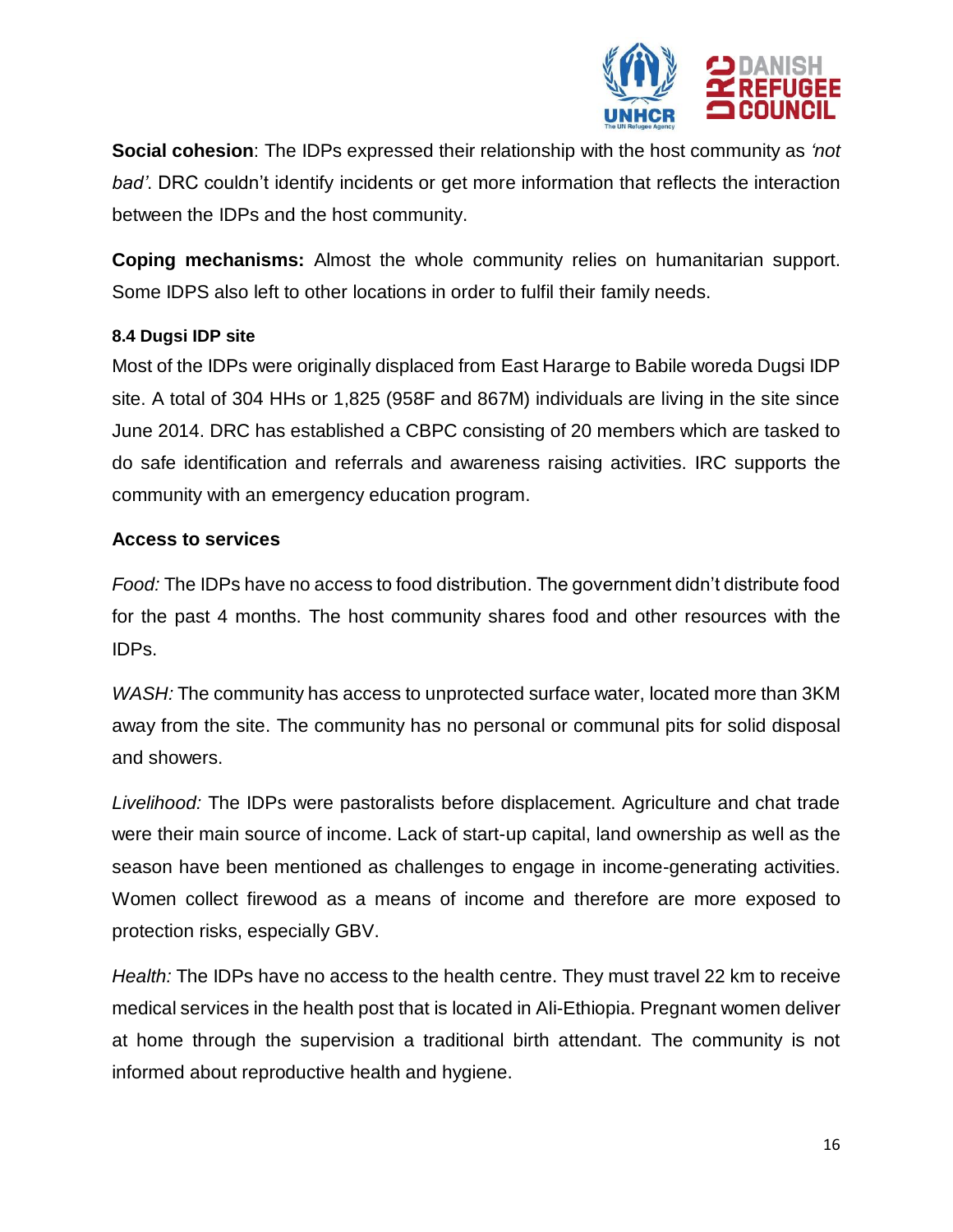**Social cohesion**: The IDPs expressed their relationship with the host community as *'not bad'*. DRC couldn't identify incidents or get more information that reflects the interaction between the IDPs and the host community.

**Coping mechanisms:** Almost the whole community relies on humanitarian support. Some IDPS also left to other locations in order to fulfil their family needs.

#### 8.4 Dugsi IDP site

Most of the IDPs were originally displaced from East Hararge to Babile woreda Dugsi IDP site. A total of 304 HHs or 1,825 (958F and 867M) individuals are living in the site since June 2014. DRC has established a CBPC consisting of 20 members which are tasked to do safe identification and referrals and awareness raising activities. IRC supports the community with an emergency education program.

**Access to services**

*Food:* The IDPs have no access to food distribution. The government didn't distribute food for the past 4 months. The host community shares food and other resources with the IDPs.

*WASH:* The community has access to unprotected surface water, located more than 3KM away from the site. The community has no personal or communal pits for solid disposal and showers.

*Livelihood:* The IDPs were pastoralists before displacement. Agriculture and chat trade were their main source of income. Lack of start-up capital, land ownership as well as the season have been mentioned as challenges to engage in income-generating activities. Women collect firewood as a means of income and therefore are more exposed to protection risks, especially GBV.

*Health:* The IDPs have no access to the health centre. They must travel 22 km to receive medical services in the health post that is located in Ali-Ethiopia. Pregnant women deliver at home through the supervision a traditional birth attendant. The community is not informed about reproductive health and hygiene.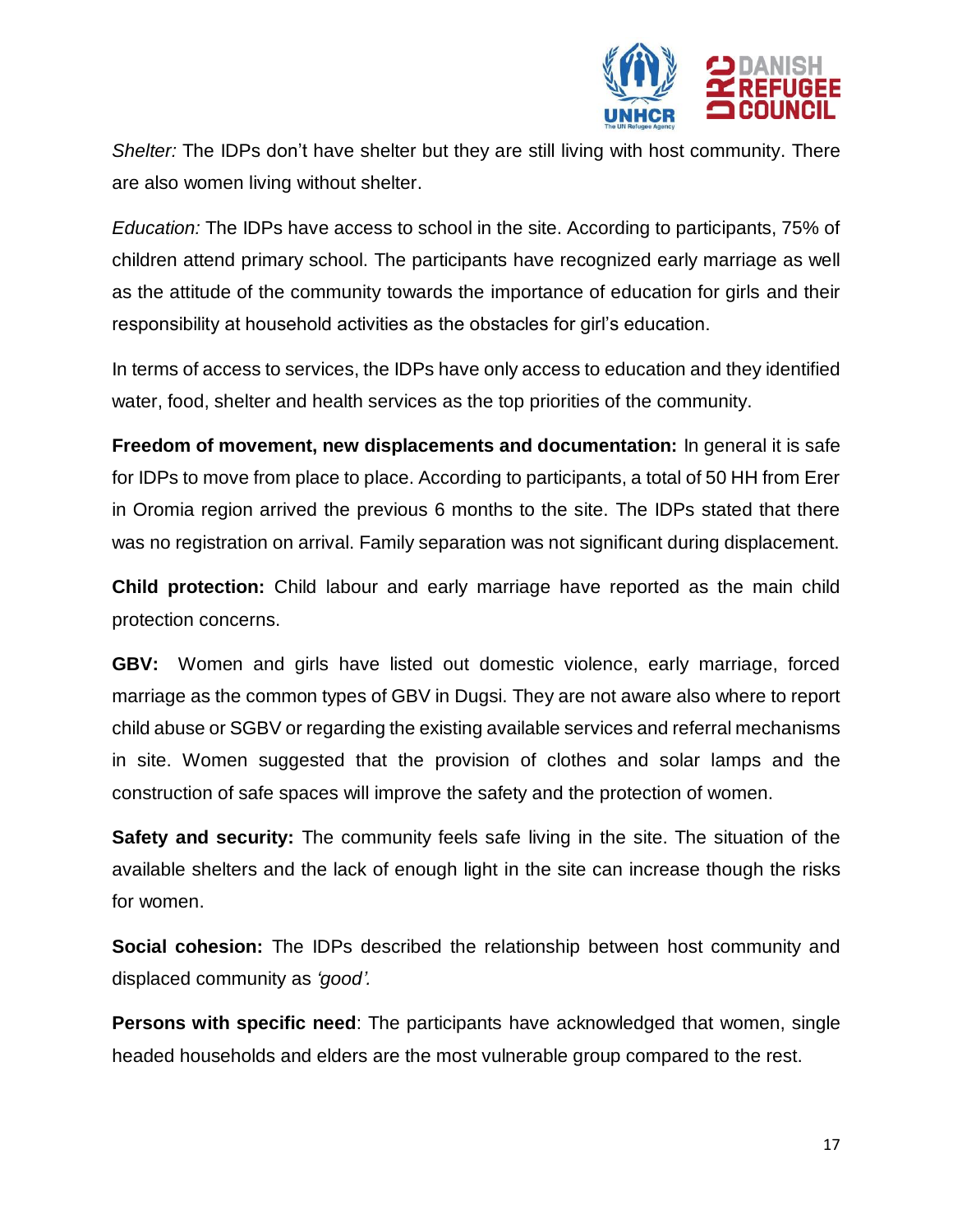*Shelter:* The IDPs don't have shelter but they are still living with host community. There are also women living without shelter.

*Education:* The IDPs have access to school in the site. According to participants, 75% of children attend primary school. The participants have recognized early marriage as well as the attitude of the community towards the importance of education for girls and their responsibility at household activities as the obstacles for girl's education.

In terms of access to services, the IDPs have only access to education and they identified water, food, shelter and health services as the top priorities of the community.

**Freedom of movement, new displacements and documentation:** In general it is safe for IDPs to move from place to place. According to participants, a total of 50 HH from Erer in Oromia region arrived the previous 6 months to the site. The IDPs stated that there was no registration on arrival. Family separation was not significant during displacement.

**Child protection:** Child labour and early marriage have reported as the main child protection concerns.

**GBV:** Women and girls have listed out domestic violence, early marriage, forced marriage as the common types of GBV in Dugsi. They are not aware also where to report child abuse or SGBV or regarding the existing available services and referral mechanisms in site. Women suggested that the provision of clothes and solar lamps and the construction of safe spaces will improve the safety and the protection of women.

**Safety and security:** The community feels safe living in the site. The situation of the available shelters and the lack of enough light in the site can increase though the risks for women.

**Social cohesion:** The IDPs described the relationship between host community and displaced community as *'good'.*

**Persons with specific need**: The participants have acknowledged that women, single headed households and elders are the most vulnerable group compared to the rest.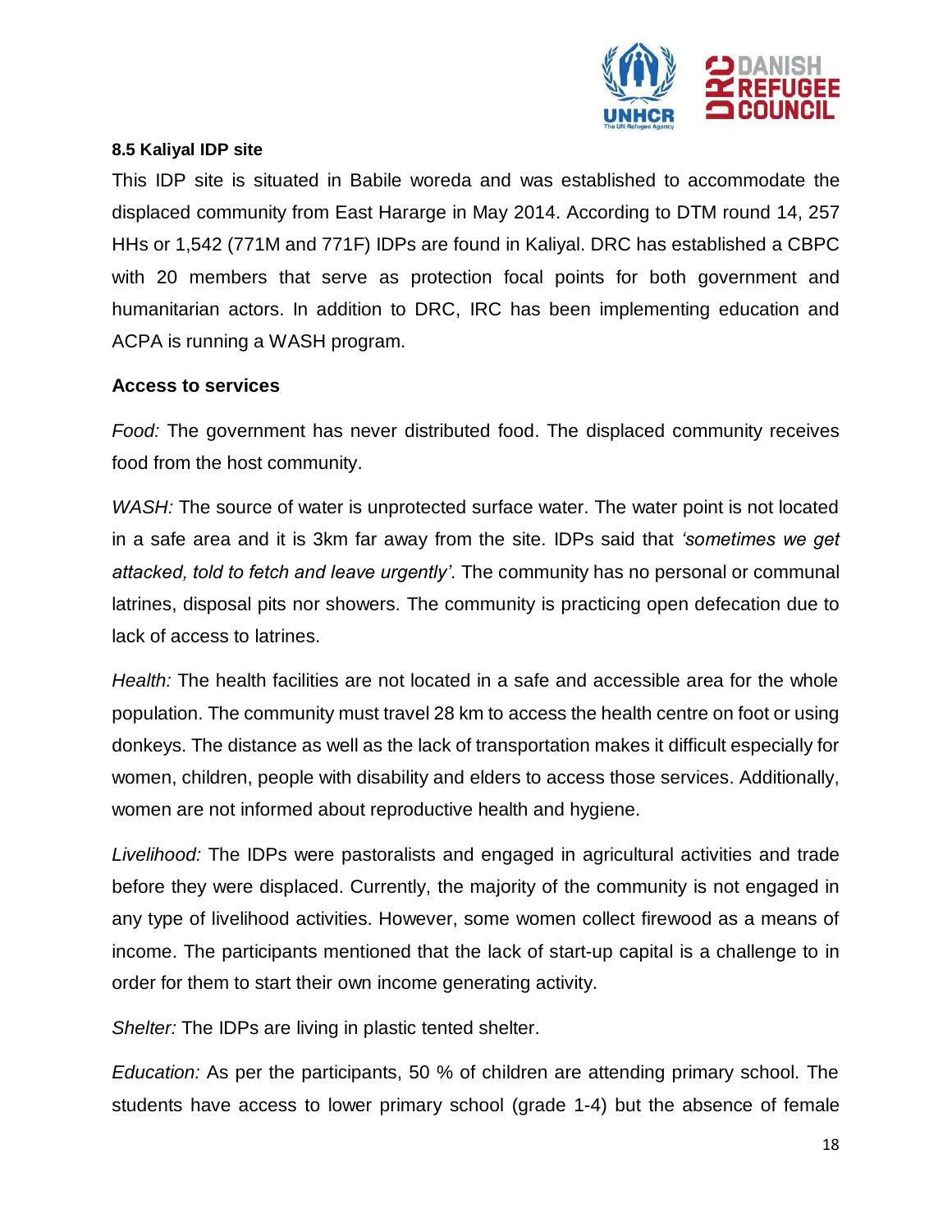**8.5 Kaliyal IDP site**

This IDP site is situated in Babile woreda and was established to accommodate the displaced community from East Hararge in May 2014. According to DTM round 14, 257 HHs or 1,542 (771M and 771F) IDPs are found in Kaliyal. DRC has established a CBPC with 20 members that serve as protection focal points for both government and humanitarian actors. In addition to DRC, IRC has been implementing education and ACPA is running a WASH program.

**Access to services**

*Food:* The government has never distributed food. The displaced community receives food from the host community.

*WASH:* The source of water is unprotected surface water. The water point is not located in a safe area and it is 3km far away from the site. IDPs said that *'sometimes we get attacked, told to fetch and leave urgently'*. The community has no personal or communal latrines, disposal pits nor showers. The community is practicing open defecation due to lack of access to latrines.

*Health:* The health facilities are not located in a safe and accessible area for the whole population. The community must travel 28 km to access the health centre on foot or using donkeys. The distance as well as the lack of transportation makes it difficult especially for women, children, people with disability and elders to access those services. Additionally, women are not informed about reproductive health and hygiene.

*Livelihood:* The IDPs were pastoralists and engaged in agricultural activities and trade before they were displaced. Currently, the majority of the community is not engaged in any type of livelihood activities. However, some women collect firewood as a means of income. The participants mentioned that the lack of start-up capital is a challenge to in order for them to start their own income generating activity.

*Shelter:* The IDPs are living in plastic tented shelter.

*Education:* As per the participants, 50 % of children are attending primary school. The students have access to lower primary school (grade 1-4) but the absence of female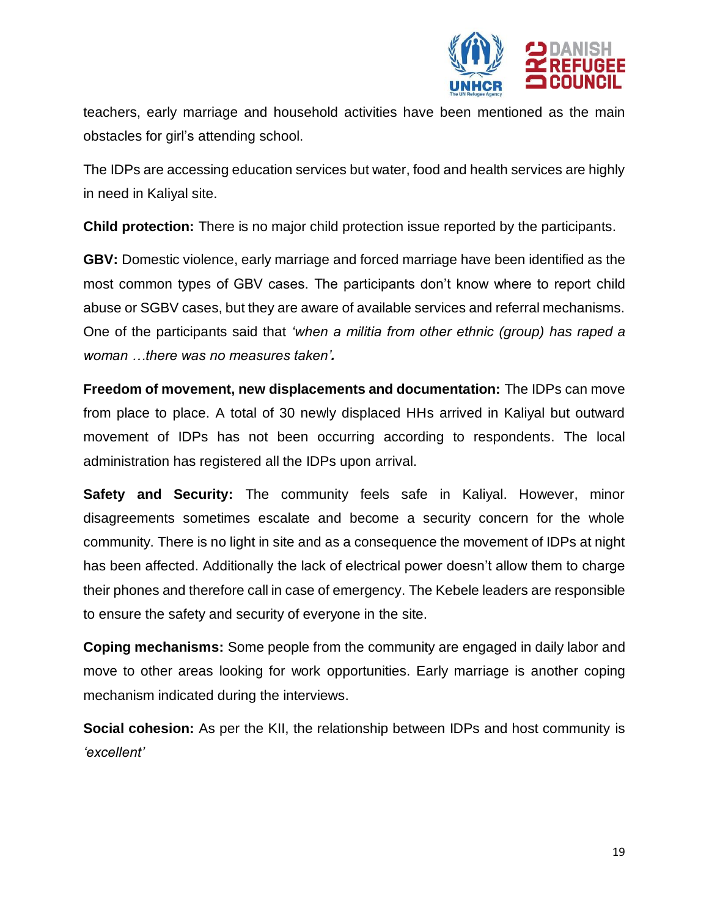teachers, early marriage and household activities have been mentioned as the main obstacles for girl's attending school.

The IDPs are accessing education services but water, food and health services are highly in need in Kaliyal site.

**Child protection:** There is no major child protection issue reported by the participants.

**GBV:** Domestic violence, early marriage and forced marriage have been identified as the most common types of GBV cases. The participants don't know where to report child abuse or SGBV cases, but they are aware of available services and referral mechanisms. One of the participants said that *'when a militia from other ethnic (group) has raped a woman …there was no measures taken'.*

**Freedom of movement, new displacements and documentation:** The IDPs can move from place to place. A total of 30 newly displaced HHs arrived in Kaliyal but outward movement of IDPs has not been occurring according to respondents. The local administration has registered all the IDPs upon arrival.

**Safety and Security:** The community feels safe in Kaliyal. However, minor disagreements sometimes escalate and become a security concern for the whole community. There is no light in site and as a consequence the movement of IDPs at night has been affected. Additionally the lack of electrical power doesn't allow them to charge their phones and therefore call in case of emergency. The Kebele leaders are responsible to ensure the safety and security of everyone in the site.

**Coping mechanisms:** Some people from the community are engaged in daily labor and move to other areas looking for work opportunities. Early marriage is another coping mechanism indicated during the interviews.

**Social cohesion:** As per the KII, the relationship between IDPs and host community is *'excellent'*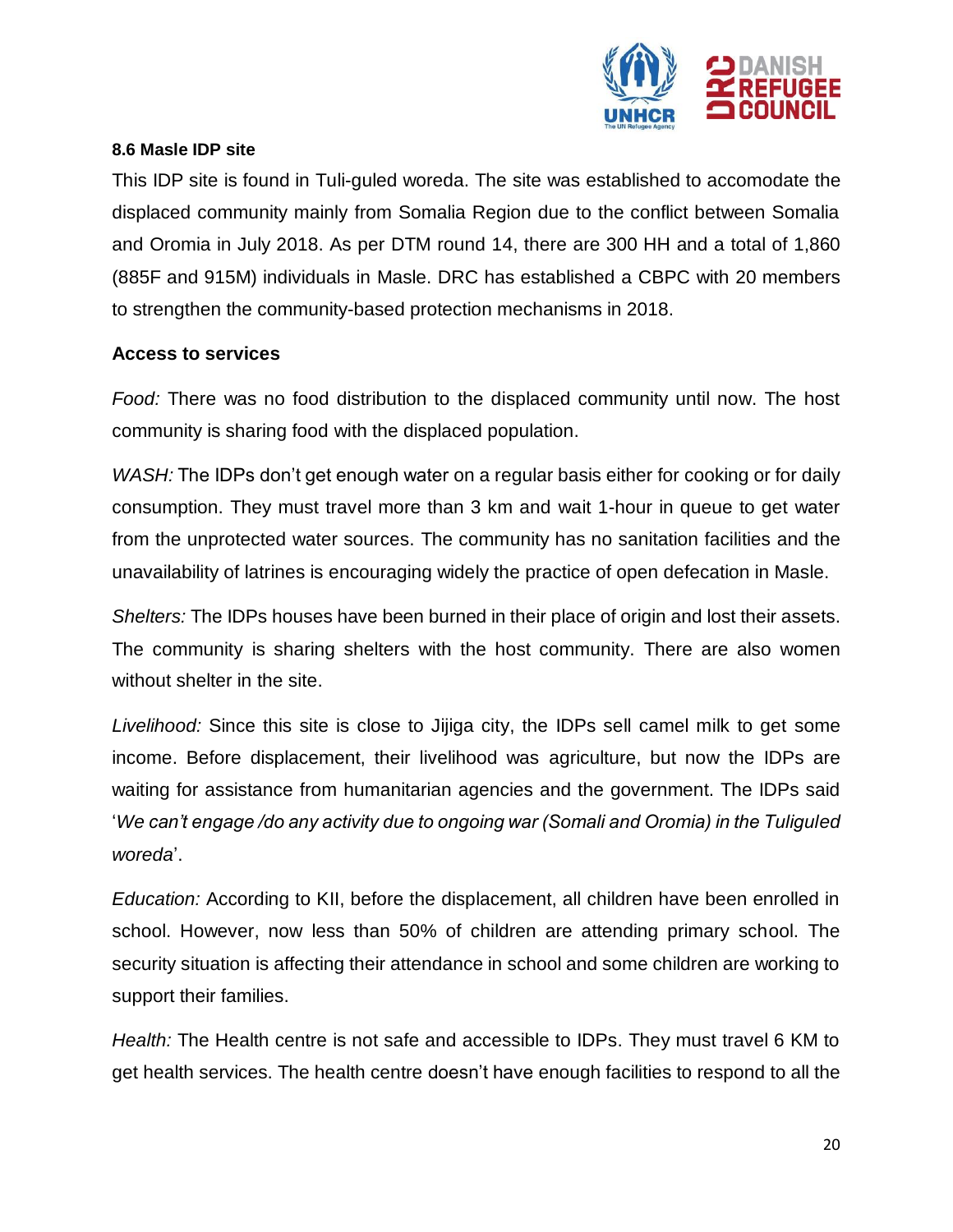### 8.6 Masle IDP site

This IDP site is found in Tuli-guled woreda. The site was established to accomodate the displaced community mainly from Somalia Region due to the conflict between Somalia and Oromia in July 2018. As per DTM round 14, there are 300 HH and a total of 1,860 (885F and 915M) individuals in Masle. DRC has established a CBPC with 20 members to strengthen the community-based protection mechanisms in 2018.

#### Access to services

*Food:* There was no food distribution to the displaced community until now. The host community is sharing food with the displaced population.

*WASH:* The IDPs don't get enough water on a regular basis either for cooking or for daily consumption. They must travel more than 3 km and wait 1-hour in queue to get water from the unprotected water sources. The community has no sanitation facilities and the unavailability of latrines is encouraging widely the practice of open defecation in Masle.

*Shelters:* The IDPs houses have been burned in their place of origin and lost their assets. The community is sharing shelters with the host community. There are also women without shelter in the site.

*Livelihood:* Since this site is close to Jijiga city, the IDPs sell camel milk to get some income. Before displacement, their livelihood was agriculture, but now the IDPs are waiting for assistance from humanitarian agencies and the government. The IDPs said '*We can't engage /do any activity due to ongoing war (Somali and Oromia) in the Tuliguled woreda*'.

*Education:* According to KII, before the displacement, all children have been enrolled in school. However, now less than 50% of children are attending primary school. The security situation is affecting their attendance in school and some children are working to support their families.

*Health:* The Health centre is not safe and accessible to IDPs. They must travel 6 KM to get health services. The health centre doesn't have enough facilities to respond to all the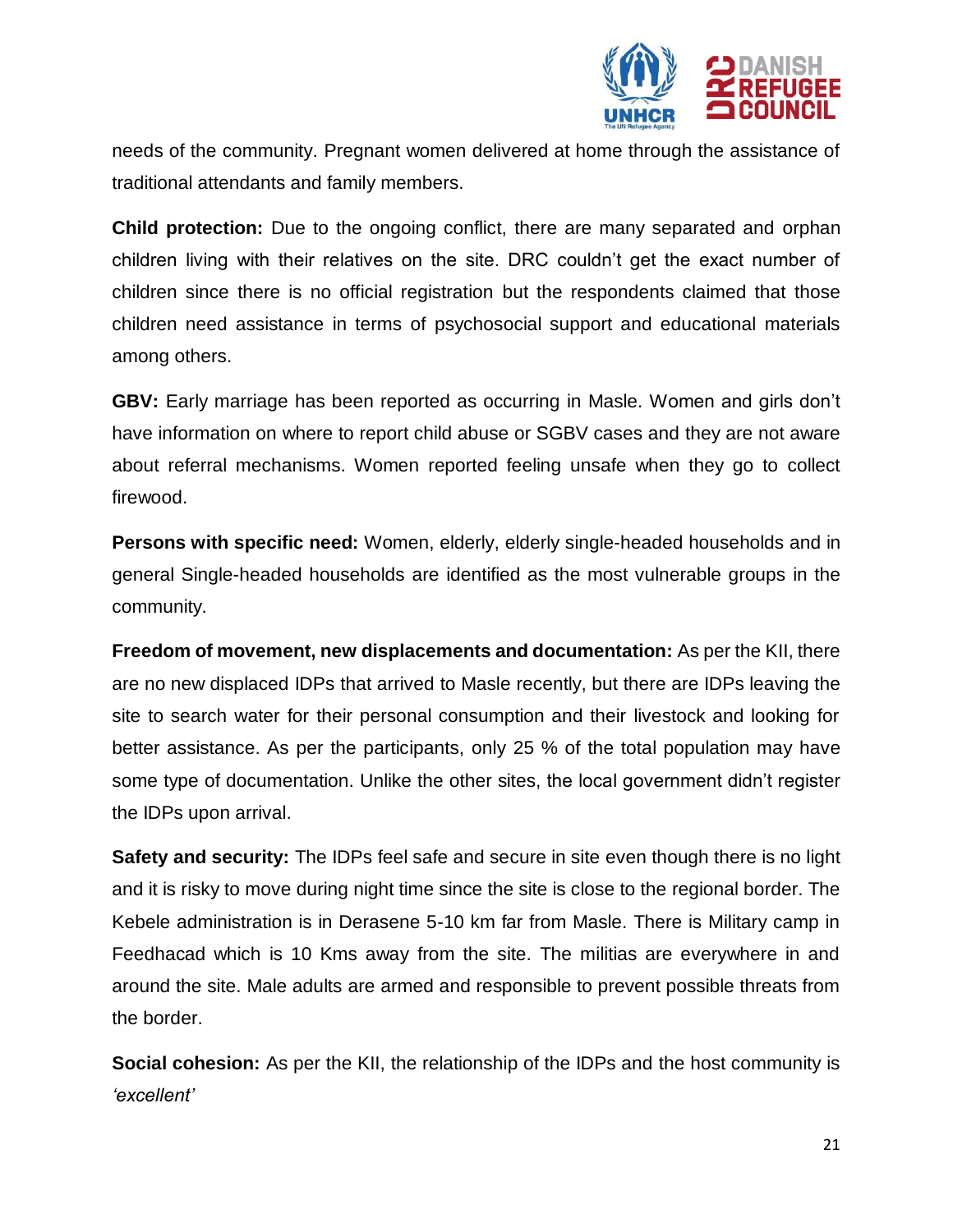needs of the community. Pregnant women delivered at home through the assistance of traditional attendants and family members.

**Child protection:** Due to the ongoing conflict, there are many separated and orphan children living with their relatives on the site. DRC couldn't get the exact number of children since there is no official registration but the respondents claimed that those children need assistance in terms of psychosocial support and educational materials among others.

**GBV:** Early marriage has been reported as occurring in Masle. Women and girls don't have information on where to report child abuse or SGBV cases and they are not aware about referral mechanisms. Women reported feeling unsafe when they go to collect firewood.

**Persons with specific need:** Women, elderly, elderly single-headed households and in general Single-headed households are identified as the most vulnerable groups in the community.

**Freedom of movement, new displacements and documentation:** As per the KII, there are no new displaced IDPs that arrived to Masle recently, but there are IDPs leaving the site to search water for their personal consumption and their livestock and looking for better assistance. As per the participants, only 25 % of the total population may have some type of documentation. Unlike the other sites, the local government didn't register the IDPs upon arrival.

**Safety and security:** The IDPs feel safe and secure in site even though there is no light and it is risky to move during night time since the site is close to the regional border. The Kebele administration is in Derasene 5-10 km far from Masle. There is Military camp in Feedhacad which is 10 Kms away from the site. The militias are everywhere in and around the site. Male adults are armed and responsible to prevent possible threats from the border.

**Social cohesion:** As per the KII, the relationship of the IDPs and the host community is *'excellent'*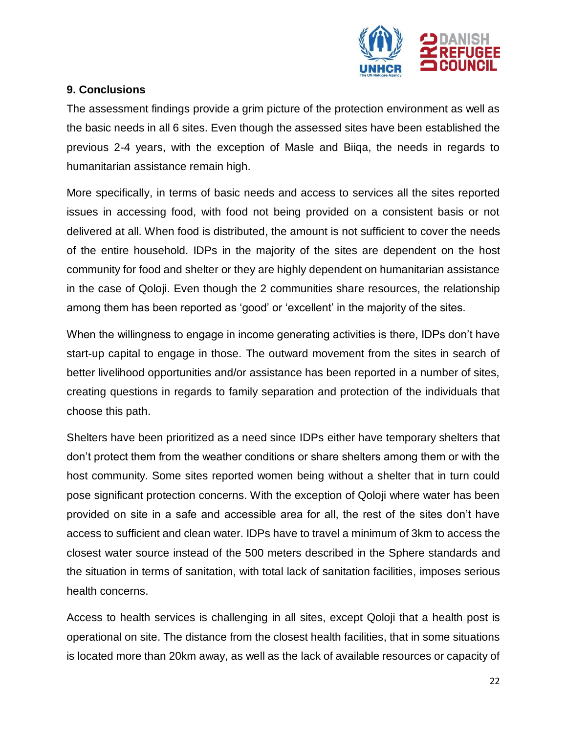## 9. Conclusions

The assessment findings provide a grim picture of the protection environment as well as the basic needs in all 6 sites. Even though the assessed sites have been established the previous 2-4 years, with the exception of Masle and Biiqa, the needs in regards to humanitarian assistance remain high.

More specifically, in terms of basic needs and access to services all the sites reported issues in accessing food, with food not being provided on a consistent basis or not delivered at all. When food is distributed, the amount is not sufficient to cover the needs of the entire household. IDPs in the majority of the sites are dependent on the host community for food and shelter or they are highly dependent on humanitarian assistance in the case of Qoloji. Even though the 2 communities share resources, the relationship among them has been reported as 'good' or 'excellent' in the majority of the sites.

When the willingness to engage in income generating activities is there, IDPs don't have start-up capital to engage in those. The outward movement from the sites in search of better livelihood opportunities and/or assistance has been reported in a number of sites, creating questions in regards to family separation and protection of the individuals that choose this path.

Shelters have been prioritized as a need since IDPs either have temporary shelters that don't protect them from the weather conditions or share shelters among them or with the host community. Some sites reported women being without a shelter that in turn could pose significant protection concerns. With the exception of Qoloji where water has been provided on site in a safe and accessible area for all, the rest of the sites don't have access to sufficient and clean water. IDPs have to travel a minimum of 3km to access the closest water source instead of the 500 meters described in the Sphere standards and the situation in terms of sanitation, with total lack of sanitation facilities, imposes serious health concerns.

Access to health services is challenging in all sites, except Qoloji that a health post is operational on site. The distance from the closest health facilities, that in some situations is located more than 20km away, as well as the lack of available resources or capacity of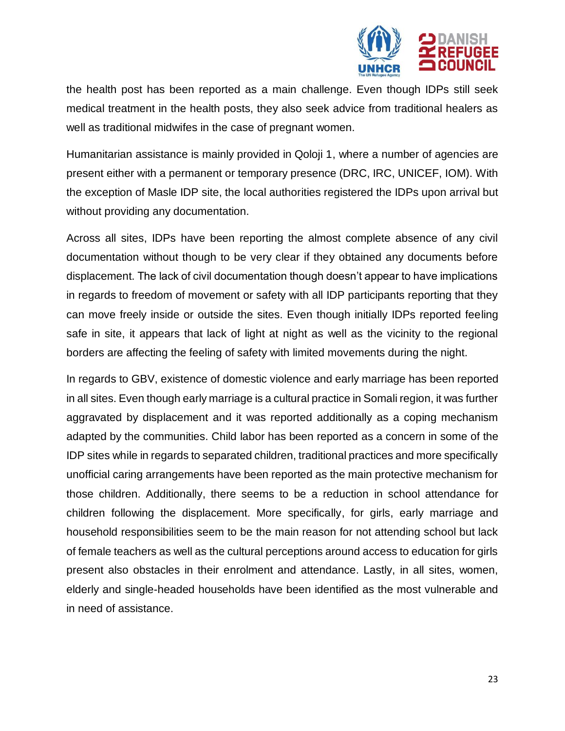the health post has been reported as a main challenge. Even though IDPs still seek medical treatment in the health posts, they also seek advice from traditional healers as well as traditional midwifes in the case of pregnant women.

Humanitarian assistance is mainly provided in Qoloji 1, where a number of agencies are present either with a permanent or temporary presence (DRC, IRC, UNICEF, IOM). With the exception of Masle IDP site, the local authorities registered the IDPs upon arrival but without providing any documentation.

Across all sites, IDPs have been reporting the almost complete absence of any civil documentation without though to be very clear if they obtained any documents before displacement. The lack of civil documentation though doesn't appear to have implications in regards to freedom of movement or safety with all IDP participants reporting that they can move freely inside or outside the sites. Even though initially IDPs reported feeling safe in site, it appears that lack of light at night as well as the vicinity to the regional borders are affecting the feeling of safety with limited movements during the night.

In regards to GBV, existence of domestic violence and early marriage has been reported in all sites. Even though early marriage is a cultural practice in Somali region, it was further aggravated by displacement and it was reported additionally as a coping mechanism adapted by the communities. Child labor has been reported as a concern in some of the IDP sites while in regards to separated children, traditional practices and more specifically unofficial caring arrangements have been reported as the main protective mechanism for those children. Additionally, there seems to be a reduction in school attendance for children following the displacement. More specifically, for girls, early marriage and household responsibilities seem to be the main reason for not attending school but lack of female teachers as well as the cultural perceptions around access to education for girls present also obstacles in their enrolment and attendance. Lastly, in all sites, women, elderly and single-headed households have been identified as the most vulnerable and in need of assistance.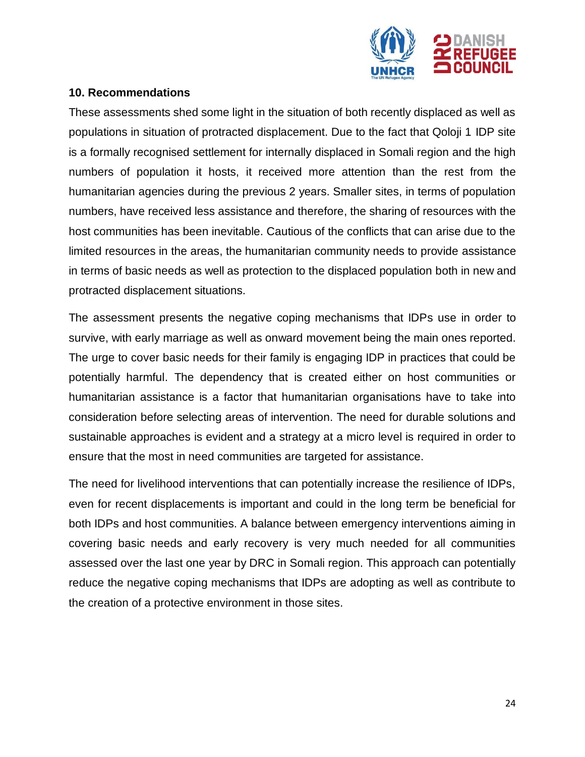## 10. Recommendations

These assessments shed some light in the situation of both recently displaced as well as populations in situation of protracted displacement. Due to the fact that Qoloji 1 IDP site is a formally recognised settlement for internally displaced in Somali region and the high numbers of population it hosts, it received more attention than the rest from the humanitarian agencies during the previous 2 years. Smaller sites, in terms of population numbers, have received less assistance and therefore, the sharing of resources with the host communities has been inevitable. Cautious of the conflicts that can arise due to the limited resources in the areas, the humanitarian community needs to provide assistance in terms of basic needs as well as protection to the displaced population both in new and protracted displacement situations.

The assessment presents the negative coping mechanisms that IDPs use in order to survive, with early marriage as well as onward movement being the main ones reported. The urge to cover basic needs for their family is engaging IDP in practices that could be potentially harmful. The dependency that is created either on host communities or humanitarian assistance is a factor that humanitarian organisations have to take into consideration before selecting areas of intervention. The need for durable solutions and sustainable approaches is evident and a strategy at a micro level is required in order to ensure that the most in need communities are targeted for assistance.

The need for livelihood interventions that can potentially increase the resilience of IDPs, even for recent displacements is important and could in the long term be beneficial for both IDPs and host communities. A balance between emergency interventions aiming in covering basic needs and early recovery is very much needed for all communities assessed over the last one year by DRC in Somali region. This approach can potentially reduce the negative coping mechanisms that IDPs are adopting as well as contribute to the creation of a protective environment in those sites.